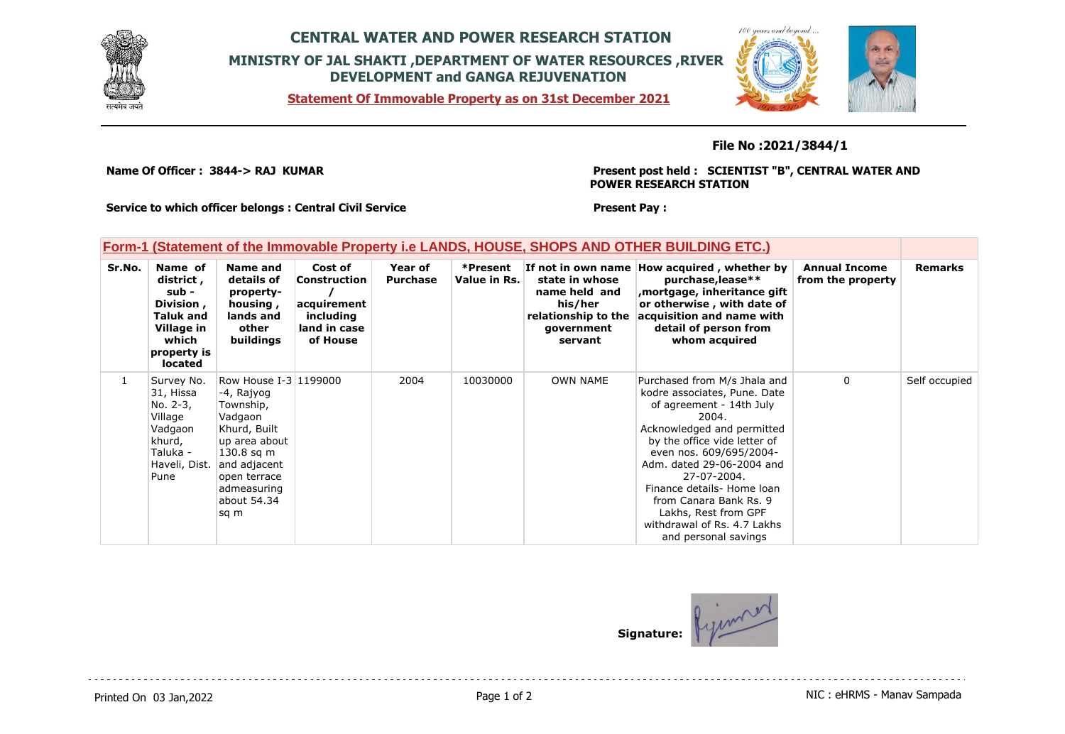# CENTRAL WATER AND POWER RESEARCH STATION

## MINISTRY OF JAL SHAKTI ,DEPARTMENT OF WATER RESOURCES ,RIVER DEVELOPMENT and GANGA REJUVENATION

**Statement Of Immovable Property as on 31st December 2021**

**File No :2021/3844/1**

**Name Of Officer : 3844-> RAJ KUMAR**

**Present post held : SCIENTIST "B", CENTRAL WATER AND POWER RESEARCH STATION**

**Service to which officer belongs : Central Civil Service**

**Present Pay :**

### Form-1 (Statement of the Immovable Property i.e LANDS, HOUSE, SHOPS AND OTHER BUILDING ETC.)

| Sr.No. | Name of district , sub - Division , Taluk and Village in which property is located | Name and details of property- housing , lands and other buildings | Cost of Construction / acquirement including land in case of House | Year of Purchase | *Present Value in Rs. | If not in own name state in whose name held and his/her relationship to the government servant | How acquired , whether by purchase,lease** ,mortgage, inheritance gift or otherwise , with date of acquisition and name with detail of person from whom acquired | Annual Income from the property | Remarks |
|---|---|---|---|---|---|---|---|---|---|
| 1 | Survey No. 31, Hissa No. 2-3, Village Vadgaon khurd, Taluka - Haveli, Dist. Pune | Row House I-3 -4, Rajyog Township, Vadgaon Khurd, Built up area about 130.8 sq m and adjacent open terrace admeasuring about 54.34 sq m | 1199000 | 2004 | 10030000 | OWN NAME | Purchased from M/s Jhala and kodre associates, Pune. Date of agreement - 14th July 2004. Acknowledged and permitted by the office vide letter of even nos. 609/695/2004-Adm. dated 29-06-2004 and 27-07-2004. Finance details- Home loan from Canara Bank Rs. 9 Lakhs, Rest from GPF withdrawal of Rs. 4.7 Lakhs and personal savings | 0 | Self occupied |

**Signature:**

Printed On 03 Jan,2022

NIC : eHRMS - Manav Sampada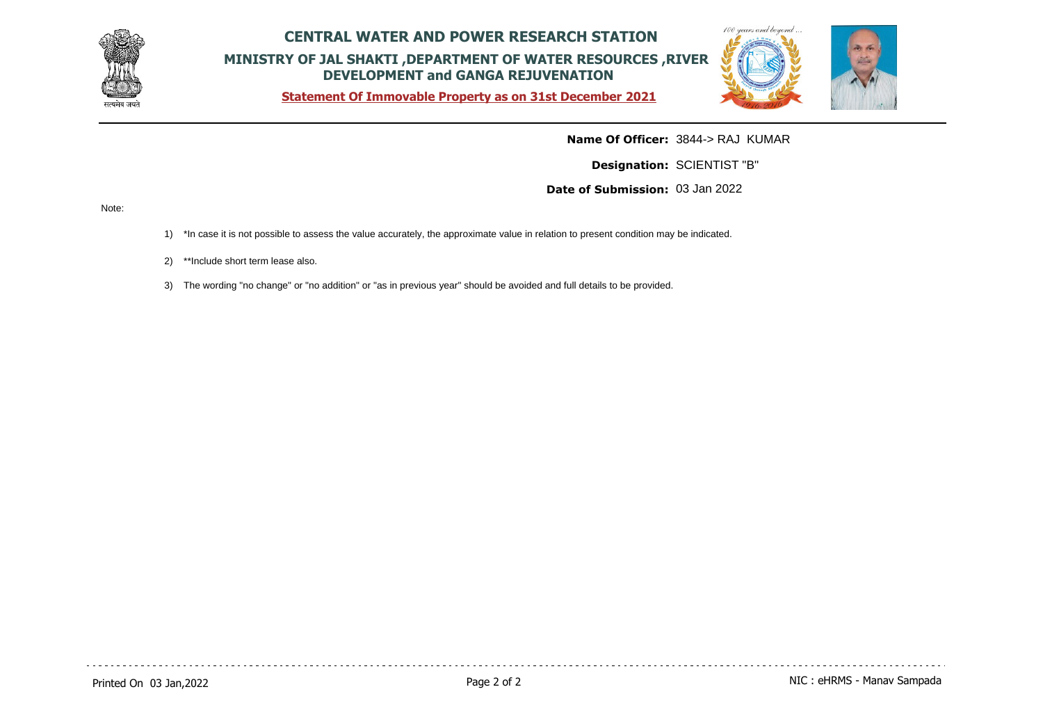# CENTRAL WATER AND POWER RESEARCH STATION

## MINISTRY OF JAL SHAKTI ,DEPARTMENT OF WATER RESOURCES ,RIVER DEVELOPMENT and GANGA REJUVENATION

**Statement Of Immovable Property as on 31st December 2021**

**Name Of Officer:** 3844-> RAJ KUMAR

**Designation:** SCIENTIST "B"

**Date of Submission:** 03 Jan 2022

Note:

1) *In case it is not possible to assess the value accurately, the approximate value in relation to present condition may be indicated.

2) **Include short term lease also.

3) The wording "no change" or "no addition" or "as in previous year" should be avoided and full details to be provided.

Printed On 03 Jan,2022

NIC : eHRMS - Manav Sampada